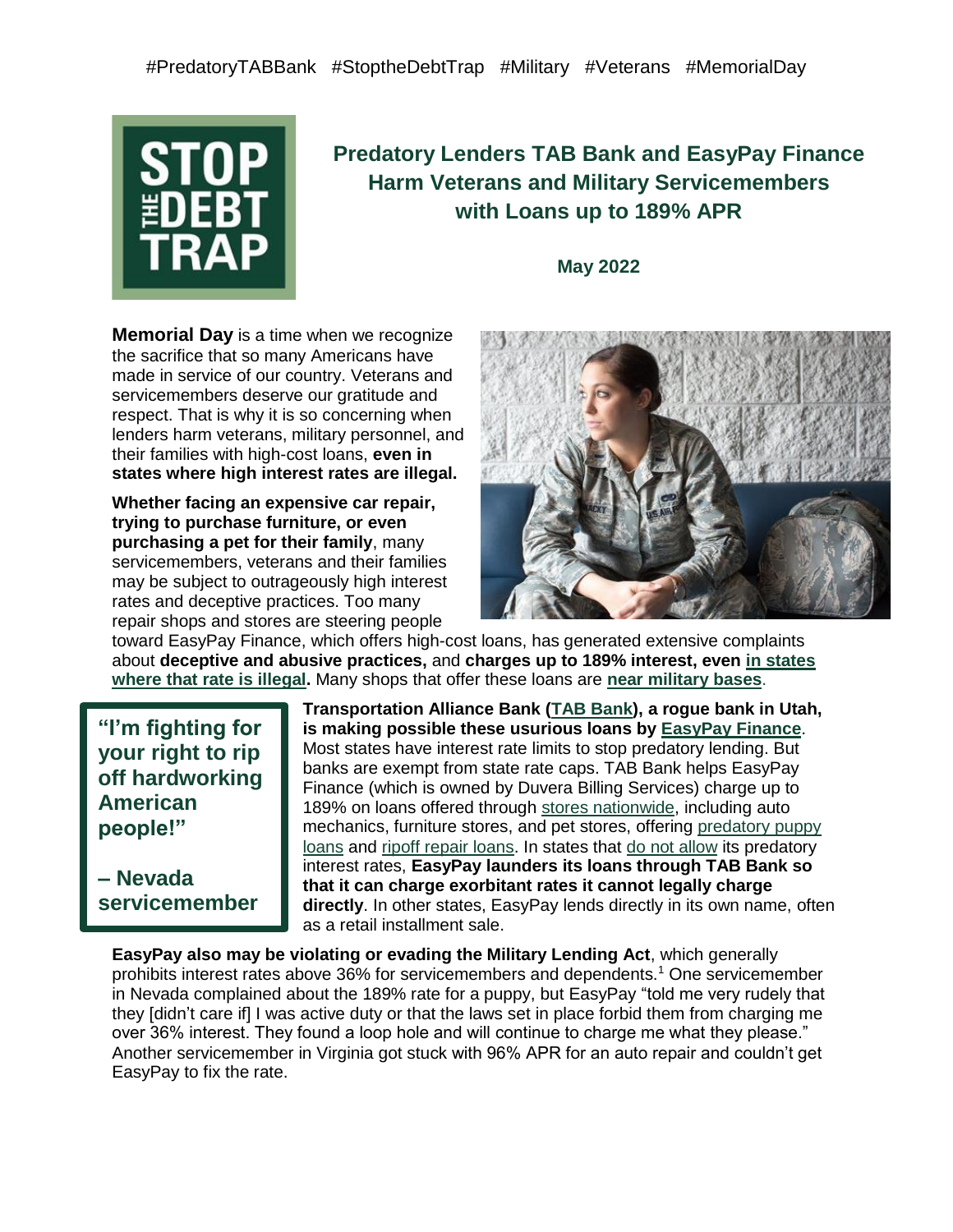#PredatoryTABBank #StoptheDebtTrap #Military #Veterans #MemorialDay

STOP THE DEBT TRAP

# Predatory Lenders TAB Bank and EasyPay Finance Harm Veterans and Military Servicemembers with Loans up to 189% APR

**May 2022**

**Memorial Day** is a time when we recognize the sacrifice that so many Americans have made in service of our country. Veterans and servicemembers deserve our gratitude and respect. That is why it is so concerning when lenders harm veterans, military personnel, and their families with high-cost loans, **even in states where high interest rates are illegal.**

**Whether facing an expensive car repair, trying to purchase furniture, or even purchasing a pet for their family**, many servicemembers, veterans and their families may be subject to outrageously high interest rates and deceptive practices. Too many repair shops and stores are steering people toward EasyPay Finance, which offers high-cost loans, has generated extensive complaints about **deceptive and abusive practices,** and **charges up to 189% interest, even in states where that rate is illegal.** Many shops that offer these loans are **near military bases**.

> **"I'm fighting for your right to rip off hardworking American people!"**
>
> **– Nevada servicemember**

**Transportation Alliance Bank (TAB Bank), a rogue bank in Utah, is making possible these usurious loans by EasyPay Finance**. Most states have interest rate limits to stop predatory lending. But banks are exempt from state rate caps. TAB Bank helps EasyPay Finance (which is owned by Duvera Billing Services) charge up to 189% on loans offered through stores nationwide, including auto mechanics, furniture stores, and pet stores, offering predatory puppy loans and ripoff repair loans. In states that do not allow its predatory interest rates, **EasyPay launders its loans through TAB Bank so that it can charge exorbitant rates it cannot legally charge directly**. In other states, EasyPay lends directly in its own name, often as a retail installment sale.

**EasyPay also may be violating or evading the Military Lending Act**, which generally prohibits interest rates above 36% for servicemembers and dependents.[1] One servicemember in Nevada complained about the 189% rate for a puppy, but EasyPay "told me very rudely that they [didn't care if] I was active duty or that the laws set in place forbid them from charging me over 36% interest. They found a loop hole and will continue to charge me what they please." Another servicemember in Virginia got stuck with 96% APR for an auto repair and couldn't get EasyPay to fix the rate.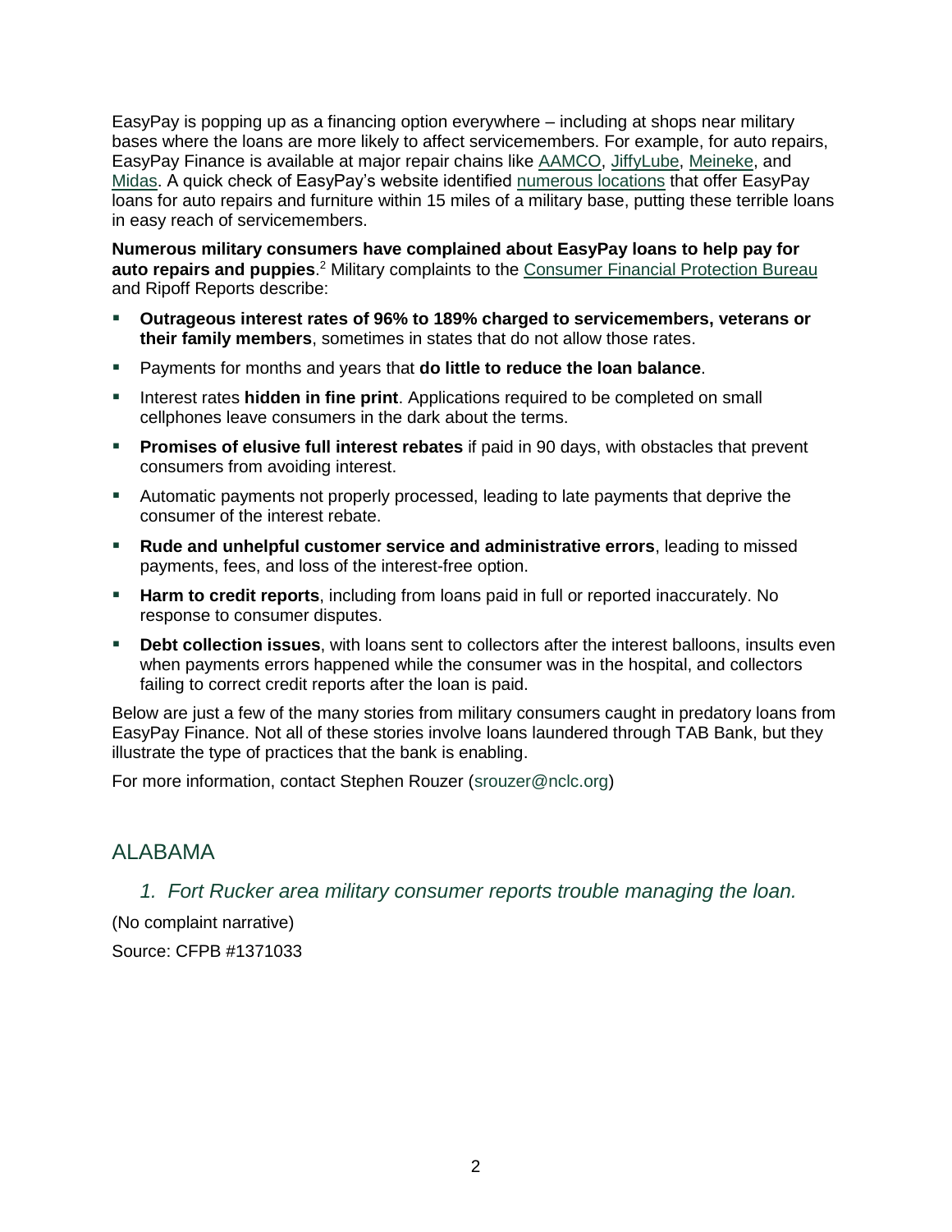EasyPay is popping up as a financing option everywhere – including at shops near military bases where the loans are more likely to affect servicemembers. For example, for auto repairs, EasyPay Finance is available at major repair chains like AAMCO, JiffyLube, Meineke, and Midas. A quick check of EasyPay's website identified numerous locations that offer EasyPay loans for auto repairs and furniture within 15 miles of a military base, putting these terrible loans in easy reach of servicemembers.

**Numerous military consumers have complained about EasyPay loans to help pay for auto repairs and puppies**.[2] Military complaints to the Consumer Financial Protection Bureau and Ripoff Reports describe:

- **Outrageous interest rates of 96% to 189% charged to servicemembers, veterans or their family members**, sometimes in states that do not allow those rates.
- Payments for months and years that **do little to reduce the loan balance**.
- Interest rates **hidden in fine print**. Applications required to be completed on small cellphones leave consumers in the dark about the terms.
- **Promises of elusive full interest rebates** if paid in 90 days, with obstacles that prevent consumers from avoiding interest.
- Automatic payments not properly processed, leading to late payments that deprive the consumer of the interest rebate.
- **Rude and unhelpful customer service and administrative errors**, leading to missed payments, fees, and loss of the interest-free option.
- **Harm to credit reports**, including from loans paid in full or reported inaccurately. No response to consumer disputes.
- **Debt collection issues**, with loans sent to collectors after the interest balloons, insults even when payments errors happened while the consumer was in the hospital, and collectors failing to correct credit reports after the loan is paid.

Below are just a few of the many stories from military consumers caught in predatory loans from EasyPay Finance. Not all of these stories involve loans laundered through TAB Bank, but they illustrate the type of practices that the bank is enabling.

For more information, contact Stephen Rouzer (srouzer@nclc.org)

## ALABAMA

### *1. Fort Rucker area military consumer reports trouble managing the loan.*

(No complaint narrative)

Source: CFPB #1371033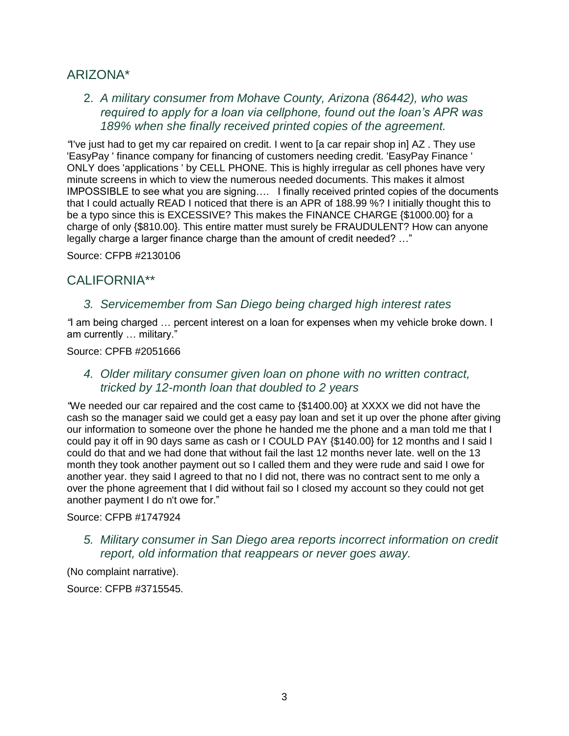## ARIZONA*

### 2. *A military consumer from Mohave County, Arizona (86442), who was required to apply for a loan via cellphone, found out the loan's APR was 189% when she finally received printed copies of the agreement.*

"I've just had to get my car repaired on credit. I went to [a car repair shop in] AZ . They use 'EasyPay ' finance company for financing of customers needing credit. 'EasyPay Finance ' ONLY does 'applications ' by CELL PHONE. This is highly irregular as cell phones have very minute screens in which to view the numerous needed documents. This makes it almost IMPOSSIBLE to see what you are signing…. I finally received printed copies of the documents that I could actually READ I noticed that there is an APR of 188.99 %? I initially thought this to be a typo since this is EXCESSIVE? This makes the FINANCE CHARGE {$1000.00} for a charge of only {$810.00}. This entire matter must surely be FRAUDULENT? How can anyone legally charge a larger finance charge than the amount of credit needed? …"

Source: CFPB #2130106

## CALIFORNIA**

### 3. *Servicemember from San Diego being charged high interest rates*

"I am being charged … percent interest on a loan for expenses when my vehicle broke down. I am currently … military."

Source: CPFB #2051666

### 4. *Older military consumer given loan on phone with no written contract, tricked by 12-month loan that doubled to 2 years*

"We needed our car repaired and the cost came to {$1400.00} at XXXX we did not have the cash so the manager said we could get a easy pay loan and set it up over the phone after giving our information to someone over the phone he handed me the phone and a man told me that I could pay it off in 90 days same as cash or I COULD PAY {$140.00} for 12 months and I said I could do that and we had done that without fail the last 12 months never late. well on the 13 month they took another payment out so I called them and they were rude and said I owe for another year. they said I agreed to that no I did not, there was no contract sent to me only a over the phone agreement that I did without fail so I closed my account so they could not get another payment I do n't owe for."

Source: CFPB #1747924

### 5. *Military consumer in San Diego area reports incorrect information on credit report, old information that reappears or never goes away.*

(No complaint narrative).

Source: CFPB #3715545.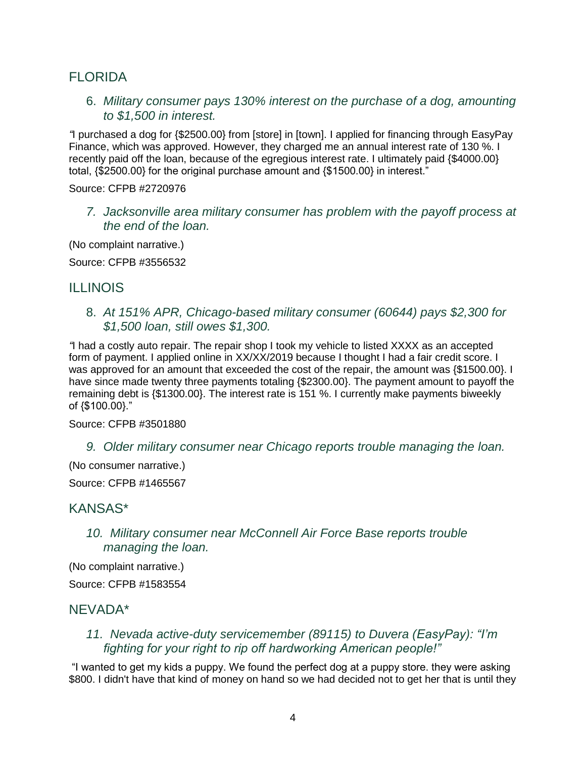## FLORIDA

### 6. *Military consumer pays 130% interest on the purchase of a dog, amounting to $1,500 in interest.*

*"*I purchased a dog for {$2500.00} from [store] in [town]. I applied for financing through EasyPay Finance, which was approved. However, they charged me an annual interest rate of 130 %. I recently paid off the loan, because of the egregious interest rate. I ultimately paid {$4000.00} total, {$2500.00} for the original purchase amount and {$1500.00} in interest."

Source: CFPB #2720976

### *7. Jacksonville area military consumer has problem with the payoff process at the end of the loan.*

(No complaint narrative.)

Source: CFPB #3556532

## ILLINOIS

### 8. *At 151% APR, Chicago-based military consumer (60644) pays $2,300 for $1,500 loan, still owes $1,300.*

*"*I had a costly auto repair. The repair shop I took my vehicle to listed XXXX as an accepted form of payment. I applied online in XX/XX/2019 because I thought I had a fair credit score. I was approved for an amount that exceeded the cost of the repair, the amount was {$1500.00}. I have since made twenty three payments totaling {$2300.00}. The payment amount to payoff the remaining debt is {$1300.00}. The interest rate is 151 %. I currently make payments biweekly of {$100.00}."

Source: CFPB #3501880

### *9. Older military consumer near Chicago reports trouble managing the loan.*

(No consumer narrative.)

Source: CFPB #1465567

## KANSAS*

### *10. Military consumer near McConnell Air Force Base reports trouble managing the loan.*

(No complaint narrative.)

Source: CFPB #1583554

## NEVADA*

### *11. Nevada active-duty servicemember (89115) to Duvera (EasyPay): "I'm fighting for your right to rip off hardworking American people!"*

"I wanted to get my kids a puppy. We found the perfect dog at a puppy store. they were asking $800. I didn't have that kind of money on hand so we had decided not to get her that is until they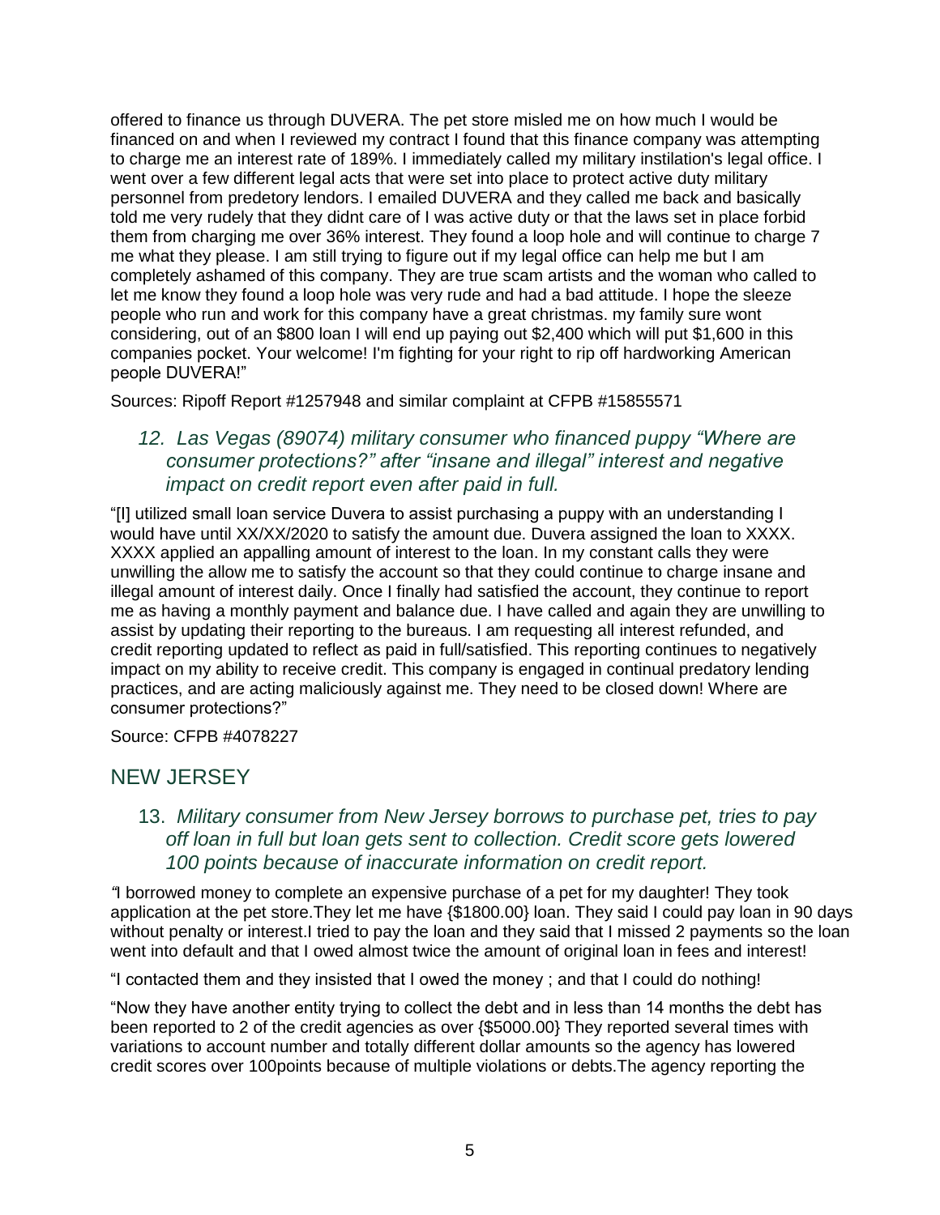offered to finance us through DUVERA. The pet store misled me on how much I would be financed on and when I reviewed my contract I found that this finance company was attempting to charge me an interest rate of 189%. I immediately called my military instilation's legal office. I went over a few different legal acts that were set into place to protect active duty military personnel from predetory lendors. I emailed DUVERA and they called me back and basically told me very rudely that they didnt care of I was active duty or that the laws set in place forbid them from charging me over 36% interest. They found a loop hole and will continue to charge 7 me what they please. I am still trying to figure out if my legal office can help me but I am completely ashamed of this company. They are true scam artists and the woman who called to let me know they found a loop hole was very rude and had a bad attitude. I hope the sleeze people who run and work for this company have a great christmas. my family sure wont considering, out of an $800 loan I will end up paying out $2,400 which will put $1,600 in this companies pocket. Your welcome! I'm fighting for your right to rip off hardworking American people DUVERA!"

Sources: Ripoff Report #1257948 and similar complaint at CFPB #15855571

### *12. Las Vegas (89074) military consumer who financed puppy "Where are consumer protections?" after "insane and illegal" interest and negative impact on credit report even after paid in full.*

"[I] utilized small loan service Duvera to assist purchasing a puppy with an understanding I would have until XX/XX/2020 to satisfy the amount due. Duvera assigned the loan to XXXX. XXXX applied an appalling amount of interest to the loan. In my constant calls they were unwilling the allow me to satisfy the account so that they could continue to charge insane and illegal amount of interest daily. Once I finally had satisfied the account, they continue to report me as having a monthly payment and balance due. I have called and again they are unwilling to assist by updating their reporting to the bureaus. I am requesting all interest refunded, and credit reporting updated to reflect as paid in full/satisfied. This reporting continues to negatively impact on my ability to receive credit. This company is engaged in continual predatory lending practices, and are acting maliciously against me. They need to be closed down! Where are consumer protections?"

Source: CFPB #4078227

## NEW JERSEY

### 13. *Military consumer from New Jersey borrows to purchase pet, tries to pay off loan in full but loan gets sent to collection. Credit score gets lowered 100 points because of inaccurate information on credit report.*

*"*I borrowed money to complete an expensive purchase of a pet for my daughter! They took application at the pet store.They let me have {$1800.00} loan. They said I could pay loan in 90 days without penalty or interest.I tried to pay the loan and they said that I missed 2 payments so the loan went into default and that I owed almost twice the amount of original loan in fees and interest!

"I contacted them and they insisted that I owed the money ; and that I could do nothing!

"Now they have another entity trying to collect the debt and in less than 14 months the debt has been reported to 2 of the credit agencies as over {$5000.00} They reported several times with variations to account number and totally different dollar amounts so the agency has lowered credit scores over 100points because of multiple violations or debts.The agency reporting the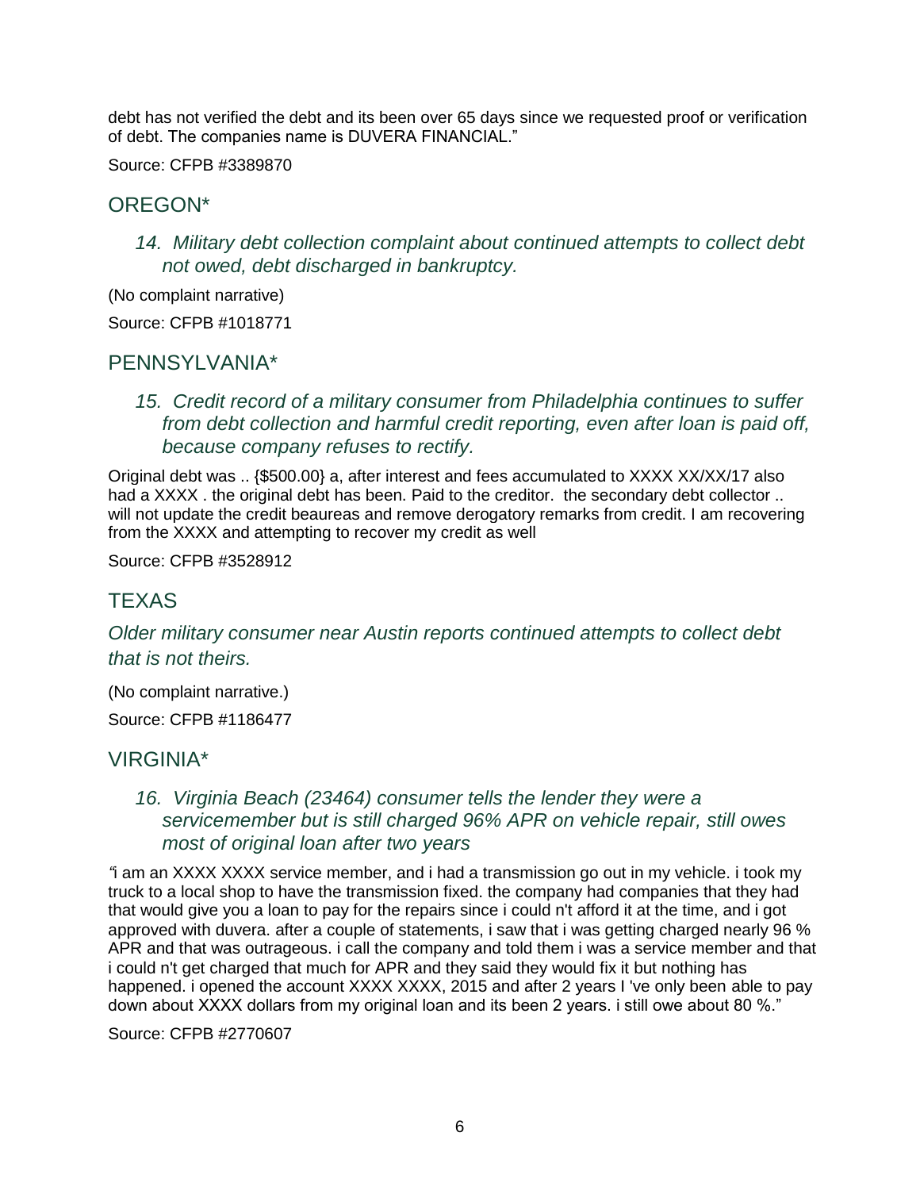debt has not verified the debt and its been over 65 days since we requested proof or verification of debt. The companies name is DUVERA FINANCIAL."

Source: CFPB #3389870

## OREGON*

### *14. Military debt collection complaint about continued attempts to collect debt not owed, debt discharged in bankruptcy.*

(No complaint narrative)

Source: CFPB #1018771

## PENNSYLVANIA*

### *15. Credit record of a military consumer from Philadelphia continues to suffer from debt collection and harmful credit reporting, even after loan is paid off, because company refuses to rectify.*

Original debt was .. {$500.00} a, after interest and fees accumulated to XXXX XX/XX/17 also had a XXXX . the original debt has been. Paid to the creditor. the secondary debt collector .. will not update the credit beaureas and remove derogatory remarks from credit. I am recovering from the XXXX and attempting to recover my credit as well

Source: CFPB #3528912

## TEXAS

### *Older military consumer near Austin reports continued attempts to collect debt that is not theirs.*

(No complaint narrative.)

Source: CFPB #1186477

## VIRGINIA*

### *16. Virginia Beach (23464) consumer tells the lender they were a servicemember but is still charged 96% APR on vehicle repair, still owes most of original loan after two years*

"i am an XXXX XXXX service member, and i had a transmission go out in my vehicle. i took my truck to a local shop to have the transmission fixed. the company had companies that they had that would give you a loan to pay for the repairs since i could n't afford it at the time, and i got approved with duvera. after a couple of statements, i saw that i was getting charged nearly 96 % APR and that was outrageous. i call the company and told them i was a service member and that i could n't get charged that much for APR and they said they would fix it but nothing has happened. i opened the account XXXX XXXX, 2015 and after 2 years I 've only been able to pay down about XXXX dollars from my original loan and its been 2 years. i still owe about 80 %."

Source: CFPB #2770607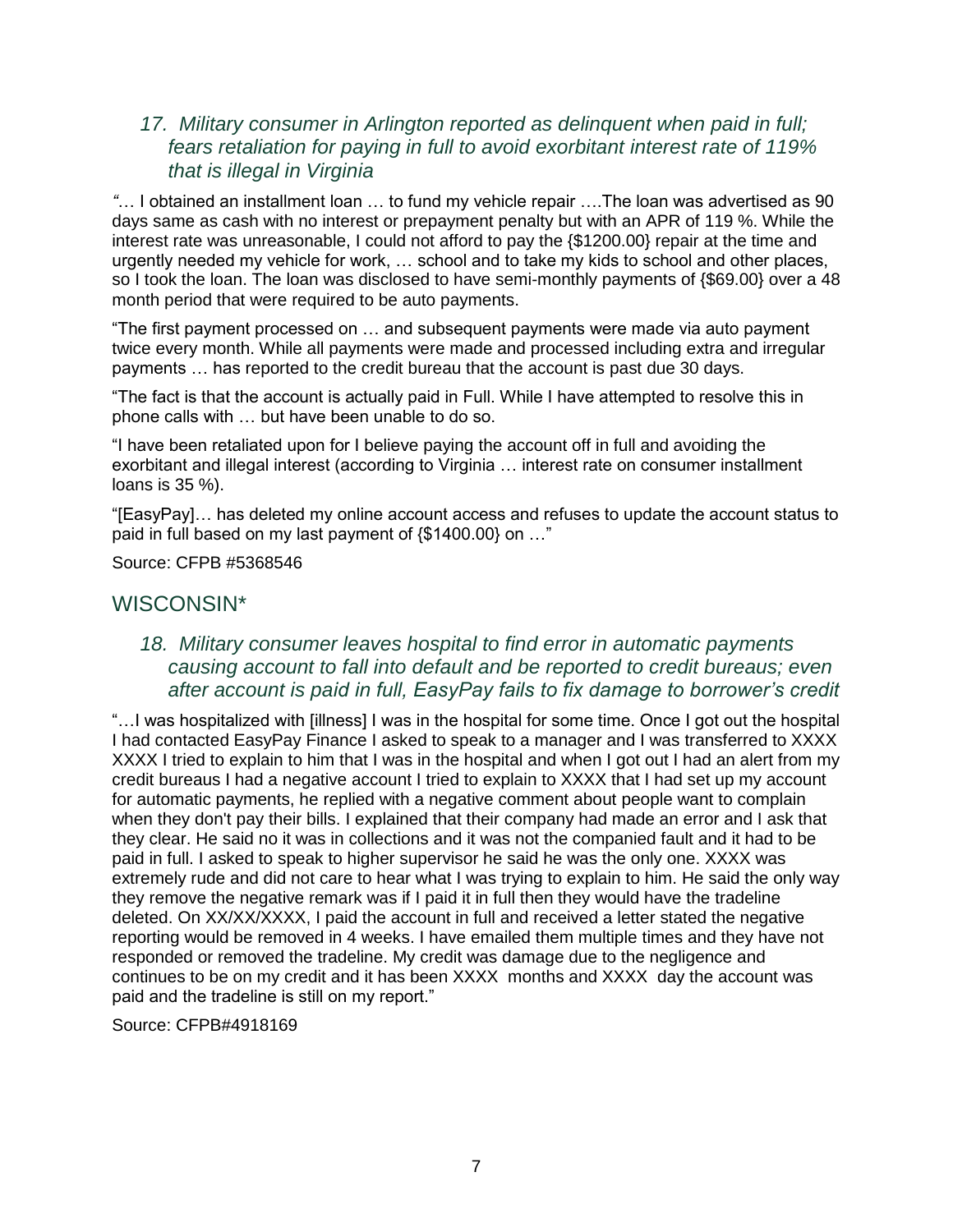### *17. Military consumer in Arlington reported as delinquent when paid in full; fears retaliation for paying in full to avoid exorbitant interest rate of 119% that is illegal in Virginia*

*"*… I obtained an installment loan … to fund my vehicle repair ….The loan was advertised as 90 days same as cash with no interest or prepayment penalty but with an APR of 119 %. While the interest rate was unreasonable, I could not afford to pay the {$1200.00} repair at the time and urgently needed my vehicle for work, … school and to take my kids to school and other places, so I took the loan. The loan was disclosed to have semi-monthly payments of {$69.00} over a 48 month period that were required to be auto payments.

"The first payment processed on … and subsequent payments were made via auto payment twice every month. While all payments were made and processed including extra and irregular payments … has reported to the credit bureau that the account is past due 30 days.

"The fact is that the account is actually paid in Full. While I have attempted to resolve this in phone calls with … but have been unable to do so.

"I have been retaliated upon for I believe paying the account off in full and avoiding the exorbitant and illegal interest (according to Virginia … interest rate on consumer installment loans is 35 %).

"[EasyPay]… has deleted my online account access and refuses to update the account status to paid in full based on my last payment of {$1400.00} on …"

Source: CFPB #5368546

## WISCONSIN*

### *18. Military consumer leaves hospital to find error in automatic payments causing account to fall into default and be reported to credit bureaus; even after account is paid in full, EasyPay fails to fix damage to borrower's credit*

"…I was hospitalized with [illness] I was in the hospital for some time. Once I got out the hospital I had contacted EasyPay Finance I asked to speak to a manager and I was transferred to XXXX XXXX I tried to explain to him that I was in the hospital and when I got out I had an alert from my credit bureaus I had a negative account I tried to explain to XXXX that I had set up my account for automatic payments, he replied with a negative comment about people want to complain when they don't pay their bills. I explained that their company had made an error and I ask that they clear. He said no it was in collections and it was not the companied fault and it had to be paid in full. I asked to speak to higher supervisor he said he was the only one. XXXX was extremely rude and did not care to hear what I was trying to explain to him. He said the only way they remove the negative remark was if I paid it in full then they would have the tradeline deleted. On XX/XX/XXXX, I paid the account in full and received a letter stated the negative reporting would be removed in 4 weeks. I have emailed them multiple times and they have not responded or removed the tradeline. My credit was damage due to the negligence and continues to be on my credit and it has been XXXX months and XXXX day the account was paid and the tradeline is still on my report."

Source: CFPB#4918169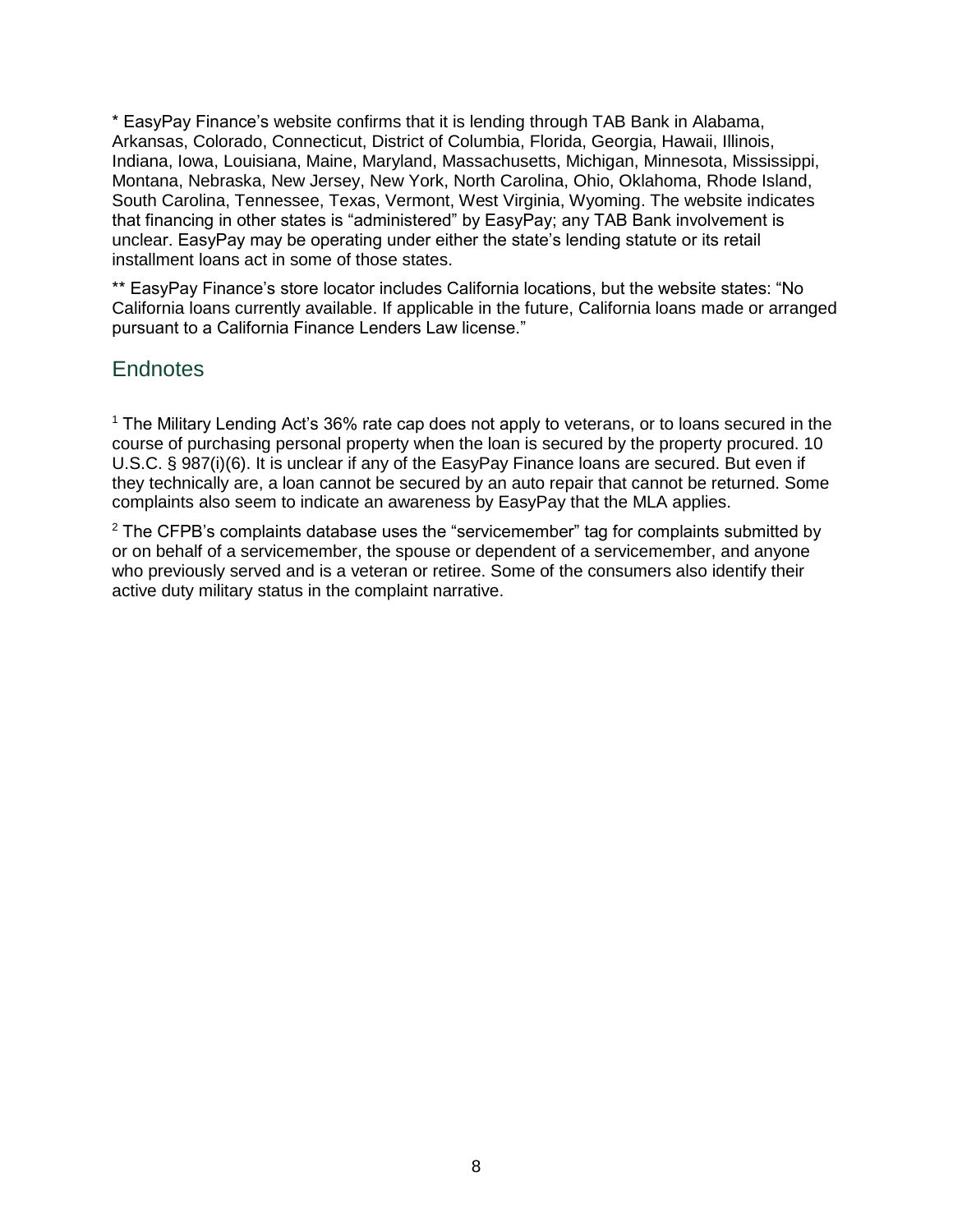* EasyPay Finance's website confirms that it is lending through TAB Bank in Alabama, Arkansas, Colorado, Connecticut, District of Columbia, Florida, Georgia, Hawaii, Illinois, Indiana, Iowa, Louisiana, Maine, Maryland, Massachusetts, Michigan, Minnesota, Mississippi, Montana, Nebraska, New Jersey, New York, North Carolina, Ohio, Oklahoma, Rhode Island, South Carolina, Tennessee, Texas, Vermont, West Virginia, Wyoming. The website indicates that financing in other states is "administered" by EasyPay; any TAB Bank involvement is unclear. EasyPay may be operating under either the state's lending statute or its retail installment loans act in some of those states.

** EasyPay Finance's store locator includes California locations, but the website states: "No California loans currently available. If applicable in the future, California loans made or arranged pursuant to a California Finance Lenders Law license."

## Endnotes

[1] The Military Lending Act's 36% rate cap does not apply to veterans, or to loans secured in the course of purchasing personal property when the loan is secured by the property procured. 10 U.S.C. § 987(i)(6). It is unclear if any of the EasyPay Finance loans are secured. But even if they technically are, a loan cannot be secured by an auto repair that cannot be returned. Some complaints also seem to indicate an awareness by EasyPay that the MLA applies.

[2] The CFPB's complaints database uses the "servicemember" tag for complaints submitted by or on behalf of a servicemember, the spouse or dependent of a servicemember, and anyone who previously served and is a veteran or retiree. Some of the consumers also identify their active duty military status in the complaint narrative.